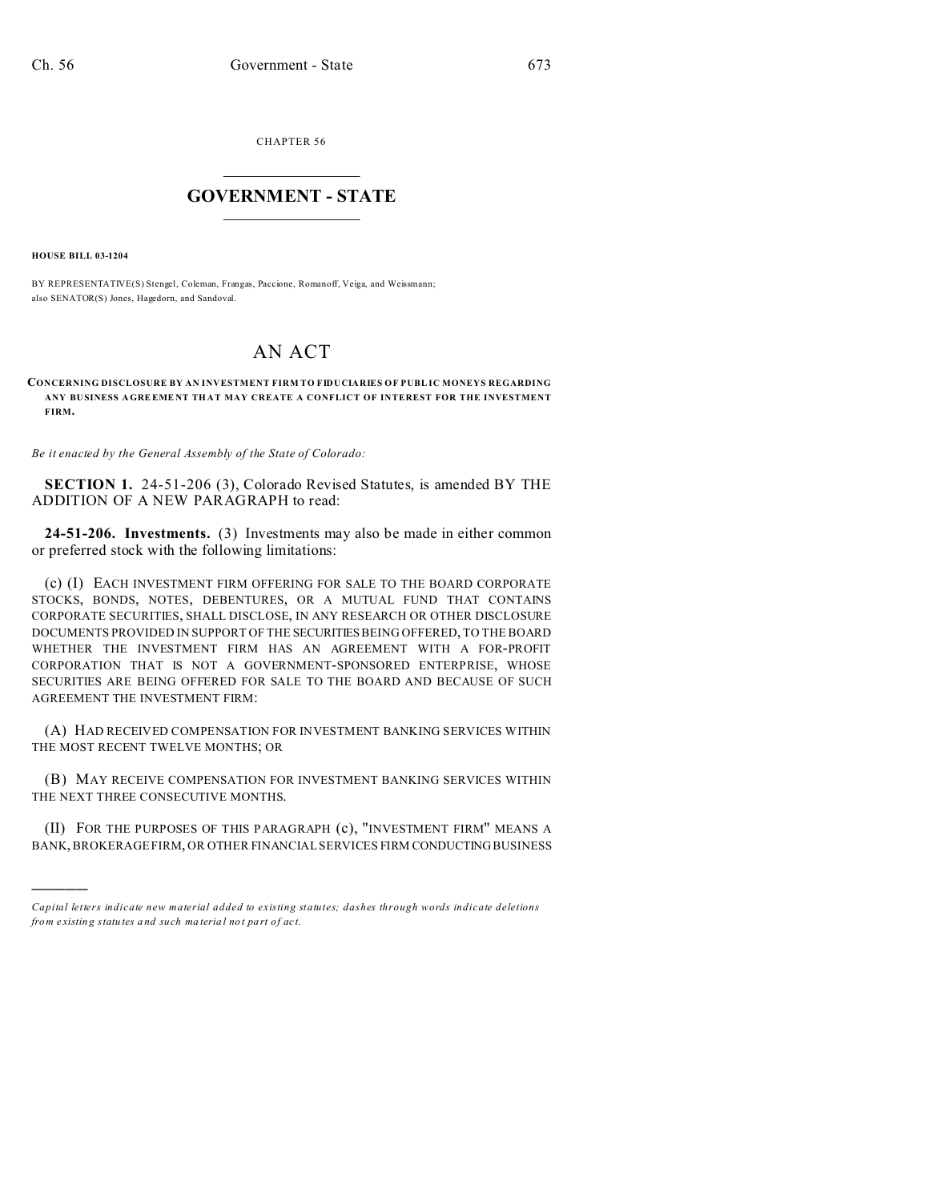CHAPTER 56

# GOVERNMENT - STATE

**HOUSE BILL 03-1204**

BY REPRESENTATIVE(S) Stengel, Coleman, Frangas, Paccione, Romanoff, Veiga, and Weissmann; also SENATOR(S) Jones, Hagedorn, and Sandoval.

# AN ACT

**CONCERNING DISCLOSURE BY AN INVESTMENT FIRM TO FIDUCIARIES OF PUBLIC MONEYS REGARDING ANY BUSINESS AGREEMENT THAT MAY CREATE A CONFLICT OF INTEREST FOR THE INVESTMENT FIRM.**

*Be it enacted by the General Assembly of the State of Colorado:*

**SECTION 1.** 24-51-206 (3), Colorado Revised Statutes, is amended BY THE ADDITION OF A NEW PARAGRAPH to read:

**24-51-206. Investments.** (3) Investments may also be made in either common or preferred stock with the following limitations:

(c) (I) EACH INVESTMENT FIRM OFFERING FOR SALE TO THE BOARD CORPORATE STOCKS, BONDS, NOTES, DEBENTURES, OR A MUTUAL FUND THAT CONTAINS CORPORATE SECURITIES, SHALL DISCLOSE, IN ANY RESEARCH OR OTHER DISCLOSURE DOCUMENTS PROVIDED IN SUPPORT OF THE SECURITIES BEING OFFERED, TO THE BOARD WHETHER THE INVESTMENT FIRM HAS AN AGREEMENT WITH A FOR-PROFIT CORPORATION THAT IS NOT A GOVERNMENT-SPONSORED ENTERPRISE, WHOSE SECURITIES ARE BEING OFFERED FOR SALE TO THE BOARD AND BECAUSE OF SUCH AGREEMENT THE INVESTMENT FIRM:

(A) HAD RECEIVED COMPENSATION FOR INVESTMENT BANKING SERVICES WITHIN THE MOST RECENT TWELVE MONTHS; OR

(B) MAY RECEIVE COMPENSATION FOR INVESTMENT BANKING SERVICES WITHIN THE NEXT THREE CONSECUTIVE MONTHS.

(II) FOR THE PURPOSES OF THIS PARAGRAPH (c), "INVESTMENT FIRM" MEANS A BANK, BROKERAGE FIRM, OR OTHER FINANCIAL SERVICES FIRM CONDUCTING BUSINESS

---

*Capital letters indicate new material added to existing statutes; dashes through words indicate deletions from existing statutes and such material not part of act.*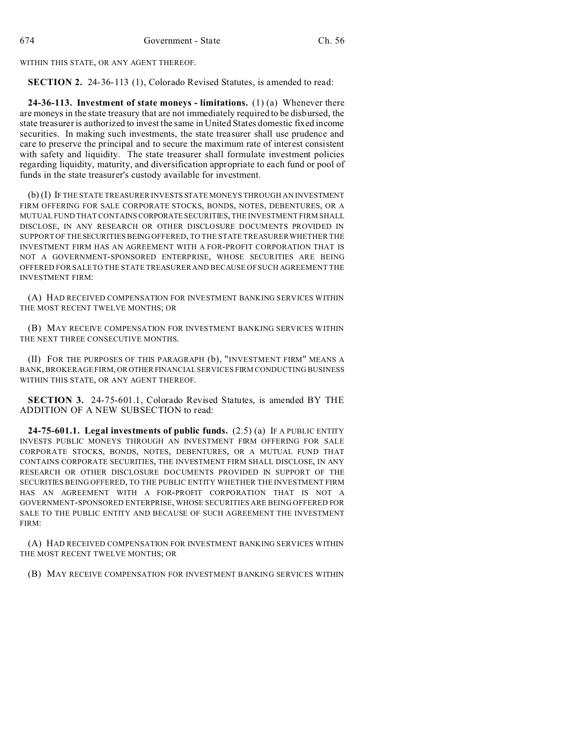WITHIN THIS STATE, OR ANY AGENT THEREOF.

**SECTION 2.** 24-36-113 (1), Colorado Revised Statutes, is amended to read:

**24-36-113. Investment of state moneys - limitations.** (1) (a) Whenever there are moneys in the state treasury that are not immediately required to be disbursed, the state treasurer is authorized to invest the same in United States domestic fixed income securities. In making such investments, the state treasurer shall use prudence and care to preserve the principal and to secure the maximum rate of interest consistent with safety and liquidity. The state treasurer shall formulate investment policies regarding liquidity, maturity, and diversification appropriate to each fund or pool of funds in the state treasurer's custody available for investment.

(b) (I) IF THE STATE TREASURER INVESTS STATE MONEYS THROUGH AN INVESTMENT FIRM OFFERING FOR SALE CORPORATE STOCKS, BONDS, NOTES, DEBENTURES, OR A MUTUAL FUND THAT CONTAINS CORPORATE SECURITIES, THE INVESTMENT FIRM SHALL DISCLOSE, IN ANY RESEARCH OR OTHER DISCLOSURE DOCUMENTS PROVIDED IN SUPPORT OF THE SECURITIES BEING OFFERED, TO THE STATE TREASURER WHETHER THE INVESTMENT FIRM HAS AN AGREEMENT WITH A FOR-PROFIT CORPORATION THAT IS NOT A GOVERNMENT-SPONSORED ENTERPRISE, WHOSE SECURITIES ARE BEING OFFERED FOR SALE TO THE STATE TREASURER AND BECAUSE OF SUCH AGREEMENT THE INVESTMENT FIRM:

(A) HAD RECEIVED COMPENSATION FOR INVESTMENT BANKING SERVICES WITHIN THE MOST RECENT TWELVE MONTHS; OR

(B) MAY RECEIVE COMPENSATION FOR INVESTMENT BANKING SERVICES WITHIN THE NEXT THREE CONSECUTIVE MONTHS.

(II) FOR THE PURPOSES OF THIS PARAGRAPH (b), "INVESTMENT FIRM" MEANS A BANK, BROKERAGE FIRM, OR OTHER FINANCIAL SERVICES FIRM CONDUCTING BUSINESS WITHIN THIS STATE, OR ANY AGENT THEREOF.

**SECTION 3.** 24-75-601.1, Colorado Revised Statutes, is amended BY THE ADDITION OF A NEW SUBSECTION to read:

**24-75-601.1. Legal investments of public funds.** (2.5) (a) IF A PUBLIC ENTITY INVESTS PUBLIC MONEYS THROUGH AN INVESTMENT FIRM OFFERING FOR SALE CORPORATE STOCKS, BONDS, NOTES, DEBENTURES, OR A MUTUAL FUND THAT CONTAINS CORPORATE SECURITIES, THE INVESTMENT FIRM SHALL DISCLOSE, IN ANY RESEARCH OR OTHER DISCLOSURE DOCUMENTS PROVIDED IN SUPPORT OF THE SECURITIES BEING OFFERED, TO THE PUBLIC ENTITY WHETHER THE INVESTMENT FIRM HAS AN AGREEMENT WITH A FOR-PROFIT CORPORATION THAT IS NOT A GOVERNMENT-SPONSORED ENTERPRISE, WHOSE SECURITIES ARE BEING OFFERED FOR SALE TO THE PUBLIC ENTITY AND BECAUSE OF SUCH AGREEMENT THE INVESTMENT FIRM:

(A) HAD RECEIVED COMPENSATION FOR INVESTMENT BANKING SERVICES WITHIN THE MOST RECENT TWELVE MONTHS; OR

(B) MAY RECEIVE COMPENSATION FOR INVESTMENT BANKING SERVICES WITHIN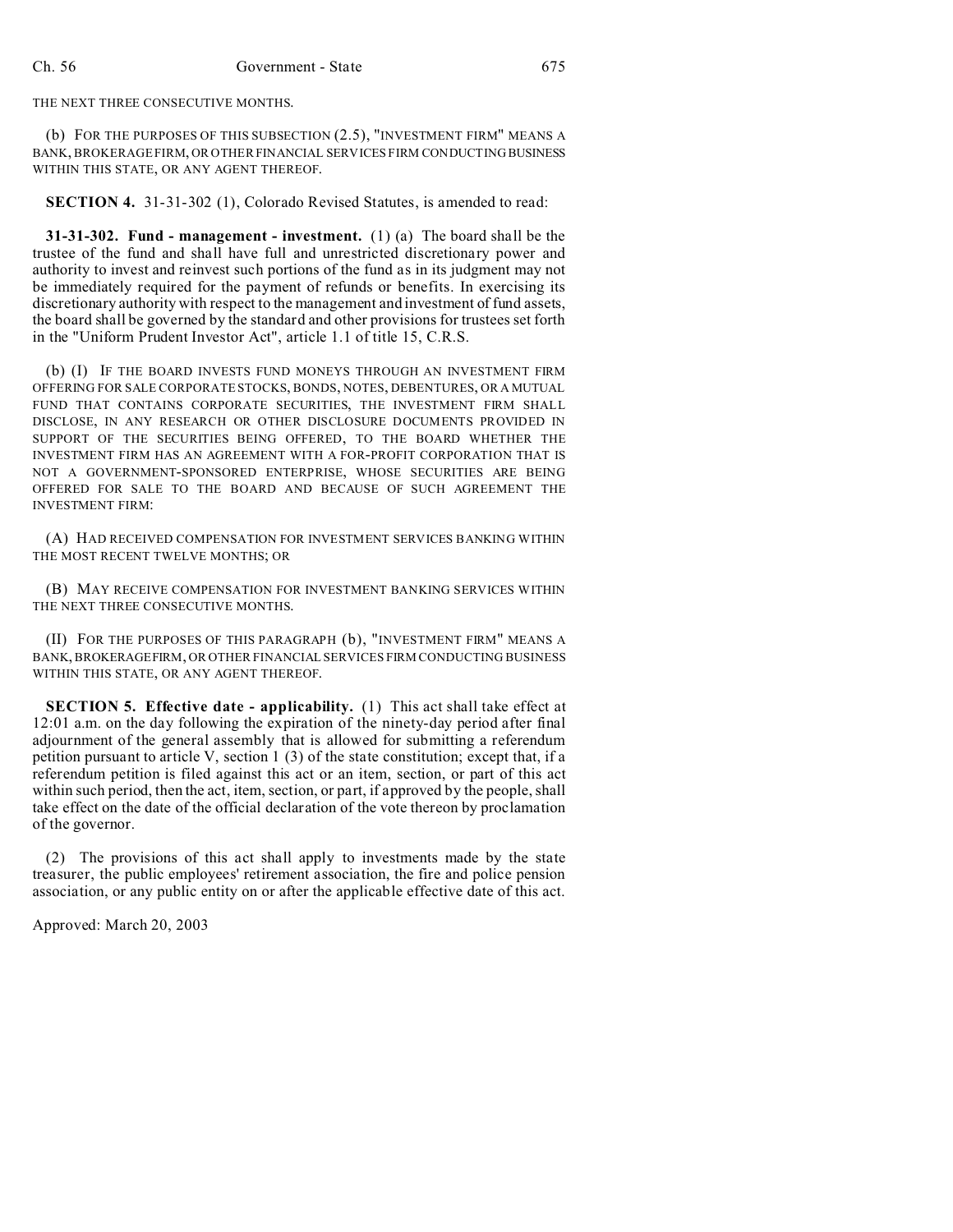THE NEXT THREE CONSECUTIVE MONTHS.

(b) FOR THE PURPOSES OF THIS SUBSECTION (2.5), "INVESTMENT FIRM" MEANS A BANK, BROKERAGE FIRM, OR OTHER FINANCIAL SERVICES FIRM CONDUCTING BUSINESS WITHIN THIS STATE, OR ANY AGENT THEREOF.

**SECTION 4.** 31-31-302 (1), Colorado Revised Statutes, is amended to read:

**31-31-302. Fund - management - investment.** (1) (a) The board shall be the trustee of the fund and shall have full and unrestricted discretionary power and authority to invest and reinvest such portions of the fund as in its judgment may not be immediately required for the payment of refunds or benefits. In exercising its discretionary authority with respect to the management and investment of fund assets, the board shall be governed by the standard and other provisions for trustees set forth in the "Uniform Prudent Investor Act", article 1.1 of title 15, C.R.S.

(b) (I) IF THE BOARD INVESTS FUND MONEYS THROUGH AN INVESTMENT FIRM OFFERING FOR SALE CORPORATE STOCKS, BONDS, NOTES, DEBENTURES, OR A MUTUAL FUND THAT CONTAINS CORPORATE SECURITIES, THE INVESTMENT FIRM SHALL DISCLOSE, IN ANY RESEARCH OR OTHER DISCLOSURE DOCUMENTS PROVIDED IN SUPPORT OF THE SECURITIES BEING OFFERED, TO THE BOARD WHETHER THE INVESTMENT FIRM HAS AN AGREEMENT WITH A FOR-PROFIT CORPORATION THAT IS NOT A GOVERNMENT-SPONSORED ENTERPRISE, WHOSE SECURITIES ARE BEING OFFERED FOR SALE TO THE BOARD AND BECAUSE OF SUCH AGREEMENT THE INVESTMENT FIRM:

(A) HAD RECEIVED COMPENSATION FOR INVESTMENT SERVICES BANKING WITHIN THE MOST RECENT TWELVE MONTHS; OR

(B) MAY RECEIVE COMPENSATION FOR INVESTMENT BANKING SERVICES WITHIN THE NEXT THREE CONSECUTIVE MONTHS.

(II) FOR THE PURPOSES OF THIS PARAGRAPH (b), "INVESTMENT FIRM" MEANS A BANK, BROKERAGE FIRM, OR OTHER FINANCIAL SERVICES FIRM CONDUCTING BUSINESS WITHIN THIS STATE, OR ANY AGENT THEREOF.

**SECTION 5. Effective date - applicability.** (1) This act shall take effect at 12:01 a.m. on the day following the expiration of the ninety-day period after final adjournment of the general assembly that is allowed for submitting a referendum petition pursuant to article V, section 1 (3) of the state constitution; except that, if a referendum petition is filed against this act or an item, section, or part of this act within such period, then the act, item, section, or part, if approved by the people, shall take effect on the date of the official declaration of the vote thereon by proclamation of the governor.

(2) The provisions of this act shall apply to investments made by the state treasurer, the public employees' retirement association, the fire and police pension association, or any public entity on or after the applicable effective date of this act.

Approved: March 20, 2003